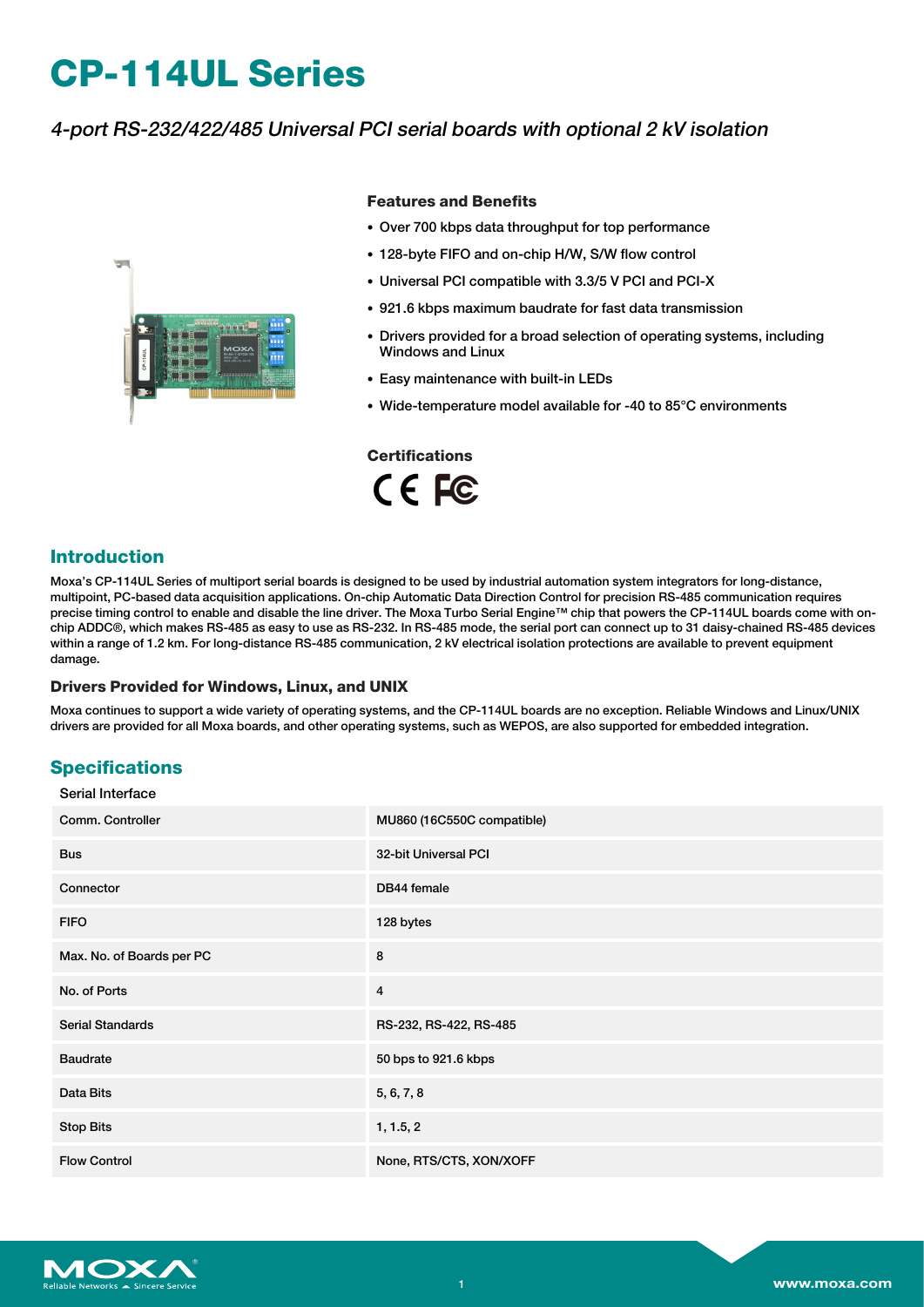# CP-114UL Series

*4-port RS-232/422/485 Universal PCI serial boards with optional 2 kV isolation*

### Features and Benefits

- Over 700 kbps data throughput for top performance
- 128-byte FIFO and on-chip H/W, S/W flow control
- Universal PCI compatible with 3.3/5 V PCI and PCI-X
- 921.6 kbps maximum baudrate for fast data transmission
- Drivers provided for a broad selection of operating systems, including Windows and Linux
- Easy maintenance with built-in LEDs
- Wide-temperature model available for -40 to 85°C environments

### Certifications

## Introduction

Moxa's CP-114UL Series of multiport serial boards is designed to be used by industrial automation system integrators for long-distance, multipoint, PC-based data acquisition applications. On-chip Automatic Data Direction Control for precision RS-485 communication requires precise timing control to enable and disable the line driver. The Moxa Turbo Serial Engine™ chip that powers the CP-114UL boards come with on-chip ADDC®, which makes RS-485 as easy to use as RS-232. In RS-485 mode, the serial port can connect up to 31 daisy-chained RS-485 devices within a range of 1.2 km. For long-distance RS-485 communication, 2 kV electrical isolation protections are available to prevent equipment damage.

### Drivers Provided for Windows, Linux, and UNIX

Moxa continues to support a wide variety of operating systems, and the CP-114UL boards are no exception. Reliable Windows and Linux/UNIX drivers are provided for all Moxa boards, and other operating systems, such as WEPOS, are also supported for embedded integration.

## Specifications

Serial Interface

| | |
|---|---|
| Comm. Controller | MU860 (16C550C compatible) |
| Bus | 32-bit Universal PCI |
| Connector | DB44 female |
| FIFO | 128 bytes |
| Max. No. of Boards per PC | 8 |
| No. of Ports | 4 |
| Serial Standards | RS-232, RS-422, RS-485 |
| Baudrate | 50 bps to 921.6 kbps |
| Data Bits | 5, 6, 7, 8 |
| Stop Bits | 1, 1.5, 2 |
| Flow Control | None, RTS/CTS, XON/XOFF |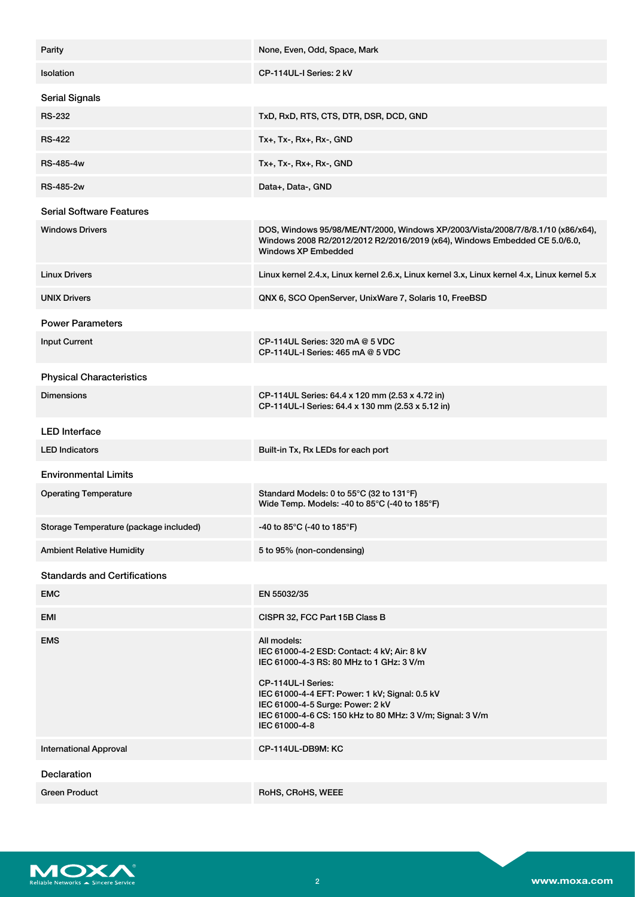| | |
|---|---|
| Parity | None, Even, Odd, Space, Mark |
| Isolation | CP-114UL-I Series: 2 kV |

### Serial Signals

| | |
|---|---|
| RS-232 | TxD, RxD, RTS, CTS, DTR, DSR, DCD, GND |
| RS-422 | Tx+, Tx-, Rx+, Rx-, GND |
| RS-485-4w | Tx+, Tx-, Rx+, Rx-, GND |
| RS-485-2w | Data+, Data-, GND |

### Serial Software Features

| | |
|---|---|
| Windows Drivers | DOS, Windows 95/98/ME/NT/2000, Windows XP/2003/Vista/2008/7/8/8.1/10 (x86/x64), Windows 2008 R2/2012/2012 R2/2016/2019 (x64), Windows Embedded CE 5.0/6.0, Windows XP Embedded |
| Linux Drivers | Linux kernel 2.4.x, Linux kernel 2.6.x, Linux kernel 3.x, Linux kernel 4.x, Linux kernel 5.x |
| UNIX Drivers | QNX 6, SCO OpenServer, UnixWare 7, Solaris 10, FreeBSD |

### Power Parameters

| | |
|---|---|
| Input Current | CP-114UL Series: 320 mA @ 5 VDC<br>CP-114UL-I Series: 465 mA @ 5 VDC |

### Physical Characteristics

| | |
|---|---|
| Dimensions | CP-114UL Series: 64.4 x 120 mm (2.53 x 4.72 in)<br>CP-114UL-I Series: 64.4 x 130 mm (2.53 x 5.12 in) |

### LED Interface

| | |
|---|---|
| LED Indicators | Built-in Tx, Rx LEDs for each port |

### Environmental Limits

| | |
|---|---|
| Operating Temperature | Standard Models: 0 to 55°C (32 to 131°F)<br>Wide Temp. Models: -40 to 85°C (-40 to 185°F) |
| Storage Temperature (package included) | -40 to 85°C (-40 to 185°F) |
| Ambient Relative Humidity | 5 to 95% (non-condensing) |

### Standards and Certifications

| | |
|---|---|
| EMC | EN 55032/35 |
| EMI | CISPR 32, FCC Part 15B Class B |
| EMS | All models:<br>IEC 61000-4-2 ESD: Contact: 4 kV; Air: 8 kV<br>IEC 61000-4-3 RS: 80 MHz to 1 GHz: 3 V/m<br><br>CP-114UL-I Series:<br>IEC 61000-4-4 EFT: Power: 1 kV; Signal: 0.5 kV<br>IEC 61000-4-5 Surge: Power: 2 kV<br>IEC 61000-4-6 CS: 150 kHz to 80 MHz: 3 V/m; Signal: 3 V/m<br>IEC 61000-4-8 |
| International Approval | CP-114UL-DB9M: KC |

### Declaration

| | |
|---|---|
| Green Product | RoHS, CRoHS, WEEE |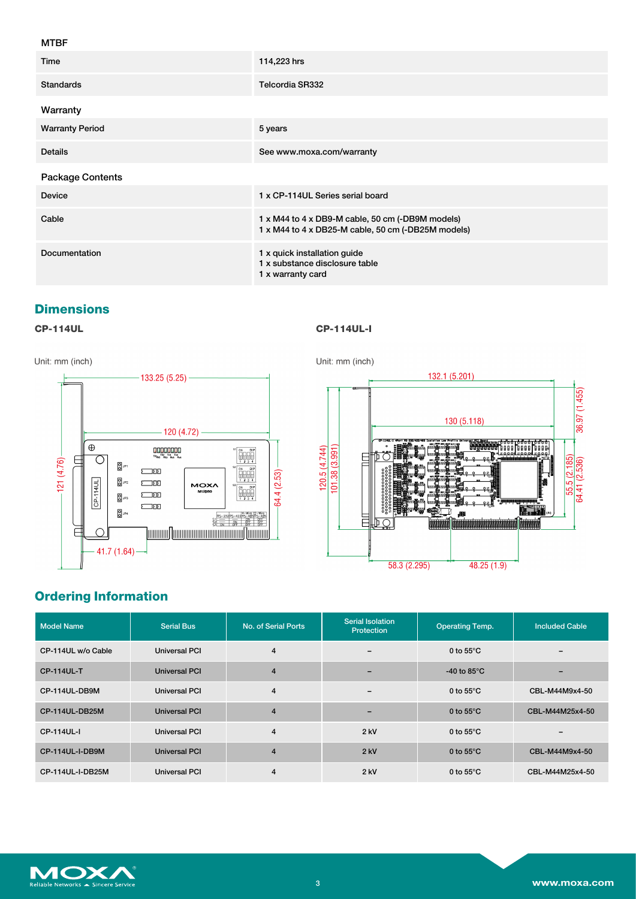### MTBF

| | |
|---|---|
| Time | 114,223 hrs |
| Standards | Telcordia SR332 |

### Warranty

| | |
|---|---|
| Warranty Period | 5 years |
| Details | See www.moxa.com/warranty |

### Package Contents

| | |
|---|---|
| Device | 1 x CP-114UL Series serial board |
| Cable | 1 x M44 to 4 x DB9-M cable, 50 cm (-DB9M models)<br>1 x M44 to 4 x DB25-M cable, 50 cm (-DB25M models) |
| Documentation | 1 x quick installation guide<br>1 x substance disclosure table<br>1 x warranty card |

## Dimensions

**CP-114UL**

Unit: mm (inch)

133.25 (5.25)
120 (4.72)
121 (4.76)
64.4 (2.53)
41.7 (1.64)

**CP-114UL-I**

Unit: mm (inch)

132.1 (5.201)
130 (5.118)
120.5 (4.744)
101.38 (3.991)
36.97 (1.455)
55.5 (2.185)
64.41 (2.536)
58.3 (2.295)
48.25 (1.9)

## Ordering Information

| Model Name | Serial Bus | No. of Serial Ports | Serial Isolation Protection | Operating Temp. | Included Cable |
|---|---|---|---|---|---|
| CP-114UL w/o Cable | Universal PCI | 4 | – | 0 to 55°C | – |
| CP-114UL-T | Universal PCI | 4 | – | -40 to 85°C | – |
| CP-114UL-DB9M | Universal PCI | 4 | – | 0 to 55°C | CBL-M44M9x4-50 |
| CP-114UL-DB25M | Universal PCI | 4 | – | 0 to 55°C | CBL-M44M25x4-50 |
| CP-114UL-I | Universal PCI | 4 | 2 kV | 0 to 55°C | – |
| CP-114UL-I-DB9M | Universal PCI | 4 | 2 kV | 0 to 55°C | CBL-M44M9x4-50 |
| CP-114UL-I-DB25M | Universal PCI | 4 | 2 kV | 0 to 55°C | CBL-M44M25x4-50 |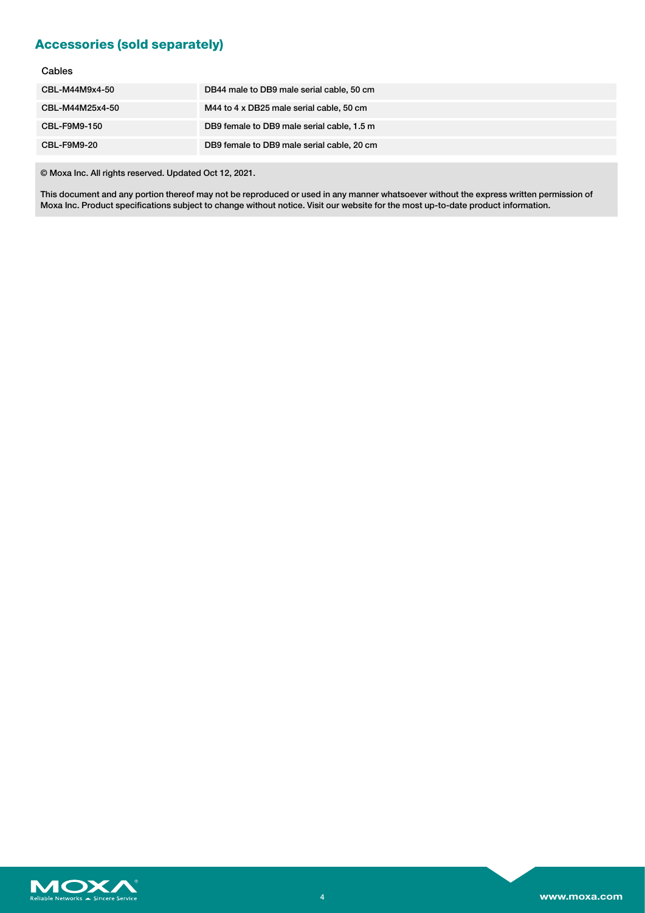## Accessories (sold separately)

### Cables

| | |
|---|---|
| CBL-M44M9x4-50 | DB44 male to DB9 male serial cable, 50 cm |
| CBL-M44M25x4-50 | M44 to 4 x DB25 male serial cable, 50 cm |
| CBL-F9M9-150 | DB9 female to DB9 male serial cable, 1.5 m |
| CBL-F9M9-20 | DB9 female to DB9 male serial cable, 20 cm |

© Moxa Inc. All rights reserved. Updated Oct 12, 2021.

This document and any portion thereof may not be reproduced or used in any manner whatsoever without the express written permission of Moxa Inc. Product specifications subject to change without notice. Visit our website for the most up-to-date product information.